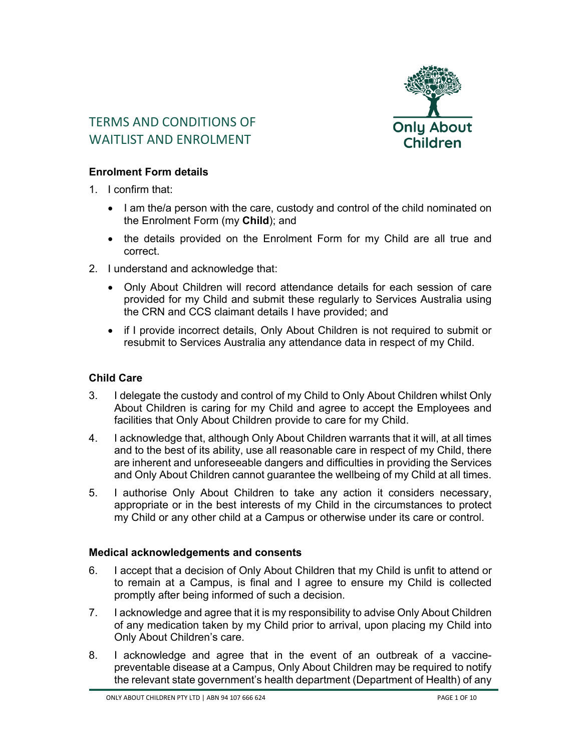# TERMS AND CONDITIONS OF WAITLIST AND ENROLMENT

Only About Children

### Enrolment Form details

1. I confirm that:
   - I am the/a person with the care, custody and control of the child nominated on the Enrolment Form (my **Child**); and
   - the details provided on the Enrolment Form for my Child are all true and correct.
2. I understand and acknowledge that:
   - Only About Children will record attendance details for each session of care provided for my Child and submit these regularly to Services Australia using the CRN and CCS claimant details I have provided; and
   - if I provide incorrect details, Only About Children is not required to submit or resubmit to Services Australia any attendance data in respect of my Child.

### Child Care

3. I delegate the custody and control of my Child to Only About Children whilst Only About Children is caring for my Child and agree to accept the Employees and facilities that Only About Children provide to care for my Child.
4. I acknowledge that, although Only About Children warrants that it will, at all times and to the best of its ability, use all reasonable care in respect of my Child, there are inherent and unforeseeable dangers and difficulties in providing the Services and Only About Children cannot guarantee the wellbeing of my Child at all times.
5. I authorise Only About Children to take any action it considers necessary, appropriate or in the best interests of my Child in the circumstances to protect my Child or any other child at a Campus or otherwise under its care or control.

### Medical acknowledgements and consents

6. I accept that a decision of Only About Children that my Child is unfit to attend or to remain at a Campus, is final and I agree to ensure my Child is collected promptly after being informed of such a decision.
7. I acknowledge and agree that it is my responsibility to advise Only About Children of any medication taken by my Child prior to arrival, upon placing my Child into Only About Children's care.
8. I acknowledge and agree that in the event of an outbreak of a vaccine-preventable disease at a Campus, Only About Children may be required to notify the relevant state government's health department (Department of Health) of any

ONLY ABOUT CHILDREN PTY LTD | ABN 94 107 666 624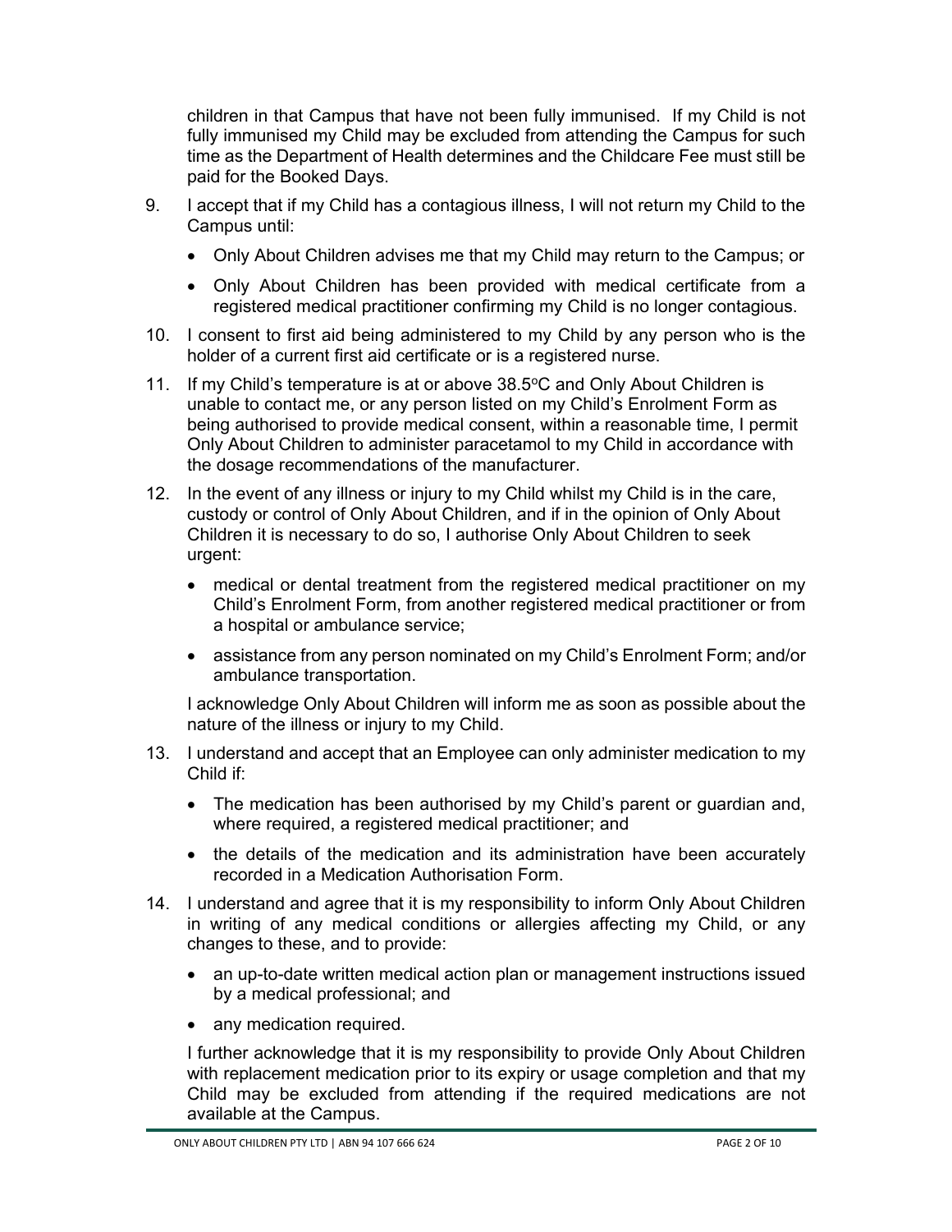children in that Campus that have not been fully immunised. If my Child is not fully immunised my Child may be excluded from attending the Campus for such time as the Department of Health determines and the Childcare Fee must still be paid for the Booked Days.

9. I accept that if my Child has a contagious illness, I will not return my Child to the Campus until:
   - Only About Children advises me that my Child may return to the Campus; or
   - Only About Children has been provided with medical certificate from a registered medical practitioner confirming my Child is no longer contagious.

10. I consent to first aid being administered to my Child by any person who is the holder of a current first aid certificate or is a registered nurse.

11. If my Child's temperature is at or above 38.5°C and Only About Children is unable to contact me, or any person listed on my Child's Enrolment Form as being authorised to provide medical consent, within a reasonable time, I permit Only About Children to administer paracetamol to my Child in accordance with the dosage recommendations of the manufacturer.

12. In the event of any illness or injury to my Child whilst my Child is in the care, custody or control of Only About Children, and if in the opinion of Only About Children it is necessary to do so, I authorise Only About Children to seek urgent:
    - medical or dental treatment from the registered medical practitioner on my Child's Enrolment Form, from another registered medical practitioner or from a hospital or ambulance service;
    - assistance from any person nominated on my Child's Enrolment Form; and/or ambulance transportation.

    I acknowledge Only About Children will inform me as soon as possible about the nature of the illness or injury to my Child.

13. I understand and accept that an Employee can only administer medication to my Child if:
    - The medication has been authorised by my Child's parent or guardian and, where required, a registered medical practitioner; and
    - the details of the medication and its administration have been accurately recorded in a Medication Authorisation Form.

14. I understand and agree that it is my responsibility to inform Only About Children in writing of any medical conditions or allergies affecting my Child, or any changes to these, and to provide:
    - an up-to-date written medical action plan or management instructions issued by a medical professional; and
    - any medication required.

    I further acknowledge that it is my responsibility to provide Only About Children with replacement medication prior to its expiry or usage completion and that my Child may be excluded from attending if the required medications are not available at the Campus.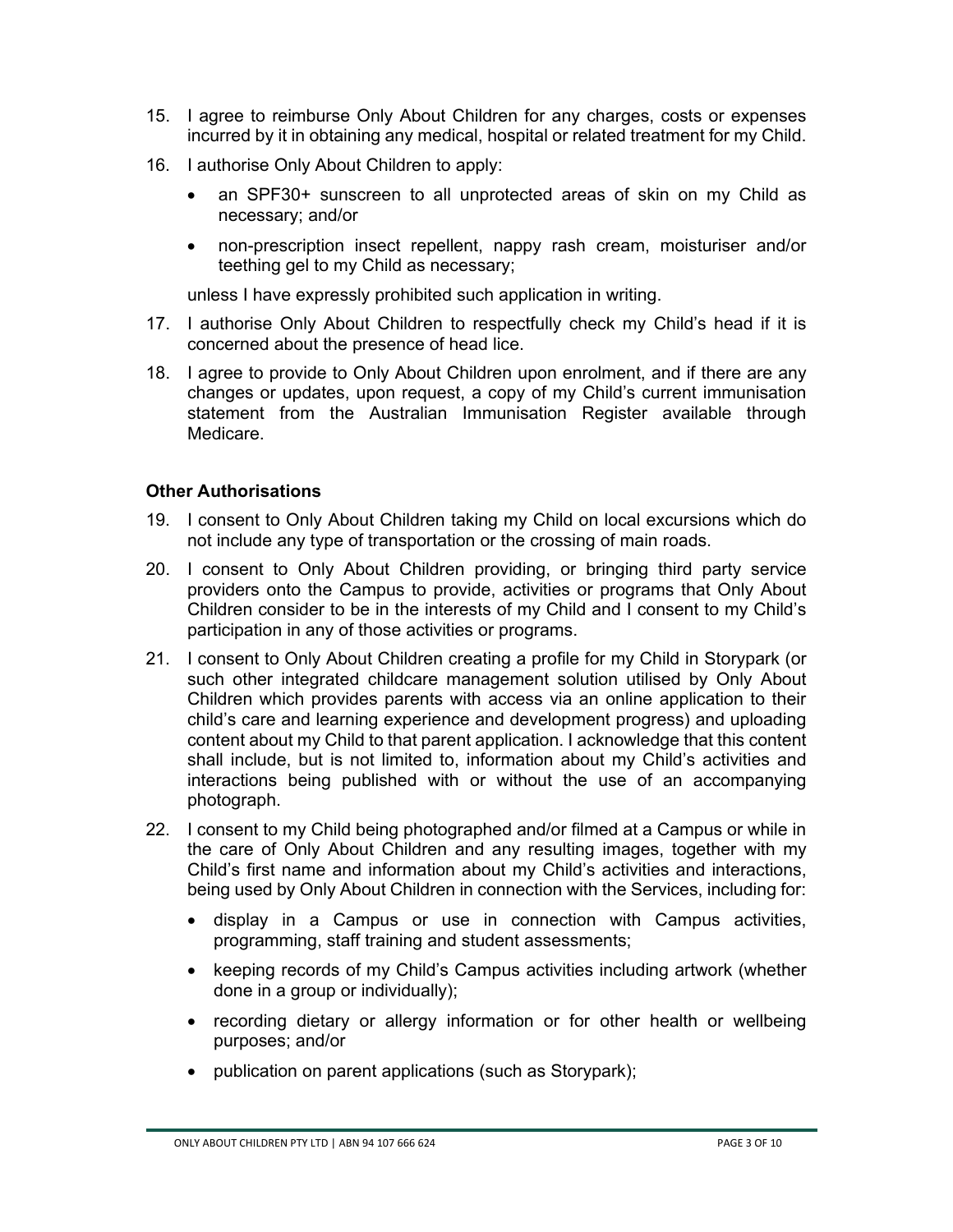15. I agree to reimburse Only About Children for any charges, costs or expenses incurred by it in obtaining any medical, hospital or related treatment for my Child.
16. I authorise Only About Children to apply:
    - an SPF30+ sunscreen to all unprotected areas of skin on my Child as necessary; and/or
    - non-prescription insect repellent, nappy rash cream, moisturiser and/or teething gel to my Child as necessary;

    unless I have expressly prohibited such application in writing.
17. I authorise Only About Children to respectfully check my Child's head if it is concerned about the presence of head lice.
18. I agree to provide to Only About Children upon enrolment, and if there are any changes or updates, upon request, a copy of my Child's current immunisation statement from the Australian Immunisation Register available through Medicare.

**Other Authorisations**

19. I consent to Only About Children taking my Child on local excursions which do not include any type of transportation or the crossing of main roads.
20. I consent to Only About Children providing, or bringing third party service providers onto the Campus to provide, activities or programs that Only About Children consider to be in the interests of my Child and I consent to my Child's participation in any of those activities or programs.
21. I consent to Only About Children creating a profile for my Child in Storypark (or such other integrated childcare management solution utilised by Only About Children which provides parents with access via an online application to their child's care and learning experience and development progress) and uploading content about my Child to that parent application. I acknowledge that this content shall include, but is not limited to, information about my Child's activities and interactions being published with or without the use of an accompanying photograph.
22. I consent to my Child being photographed and/or filmed at a Campus or while in the care of Only About Children and any resulting images, together with my Child's first name and information about my Child's activities and interactions, being used by Only About Children in connection with the Services, including for:
    - display in a Campus or use in connection with Campus activities, programming, staff training and student assessments;
    - keeping records of my Child's Campus activities including artwork (whether done in a group or individually);
    - recording dietary or allergy information or for other health or wellbeing purposes; and/or
    - publication on parent applications (such as Storypark);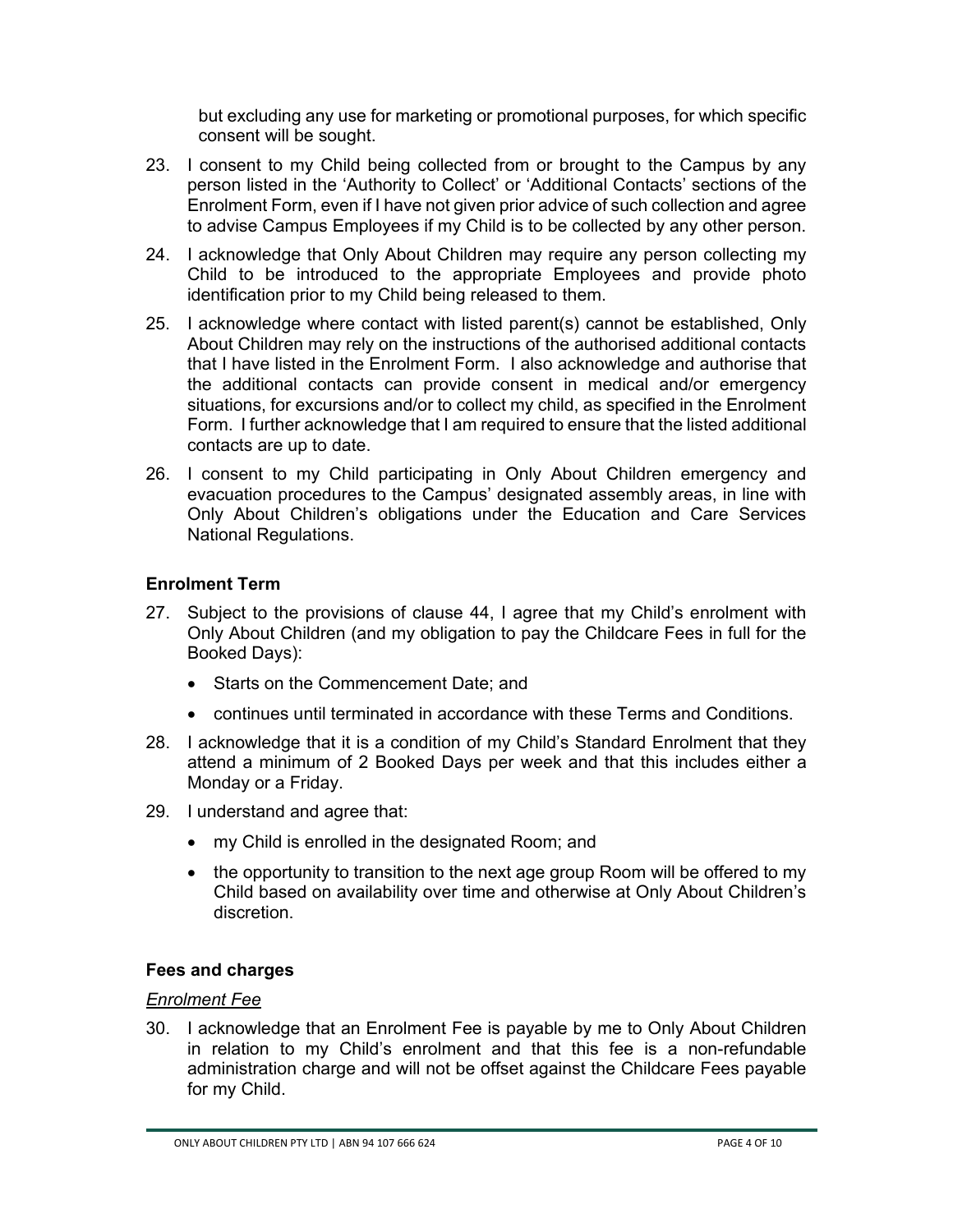but excluding any use for marketing or promotional purposes, for which specific consent will be sought.

23. I consent to my Child being collected from or brought to the Campus by any person listed in the 'Authority to Collect' or 'Additional Contacts' sections of the Enrolment Form, even if I have not given prior advice of such collection and agree to advise Campus Employees if my Child is to be collected by any other person.

24. I acknowledge that Only About Children may require any person collecting my Child to be introduced to the appropriate Employees and provide photo identification prior to my Child being released to them.

25. I acknowledge where contact with listed parent(s) cannot be established, Only About Children may rely on the instructions of the authorised additional contacts that I have listed in the Enrolment Form. I also acknowledge and authorise that the additional contacts can provide consent in medical and/or emergency situations, for excursions and/or to collect my child, as specified in the Enrolment Form. I further acknowledge that I am required to ensure that the listed additional contacts are up to date.

26. I consent to my Child participating in Only About Children emergency and evacuation procedures to the Campus' designated assembly areas, in line with Only About Children's obligations under the Education and Care Services National Regulations.

**Enrolment Term**

27. Subject to the provisions of clause 44, I agree that my Child's enrolment with Only About Children (and my obligation to pay the Childcare Fees in full for the Booked Days):
    - Starts on the Commencement Date; and
    - continues until terminated in accordance with these Terms and Conditions.

28. I acknowledge that it is a condition of my Child's Standard Enrolment that they attend a minimum of 2 Booked Days per week and that this includes either a Monday or a Friday.

29. I understand and agree that:
    - my Child is enrolled in the designated Room; and
    - the opportunity to transition to the next age group Room will be offered to my Child based on availability over time and otherwise at Only About Children's discretion.

**Fees and charges**

*Enrolment Fee*

30. I acknowledge that an Enrolment Fee is payable by me to Only About Children in relation to my Child's enrolment and that this fee is a non-refundable administration charge and will not be offset against the Childcare Fees payable for my Child.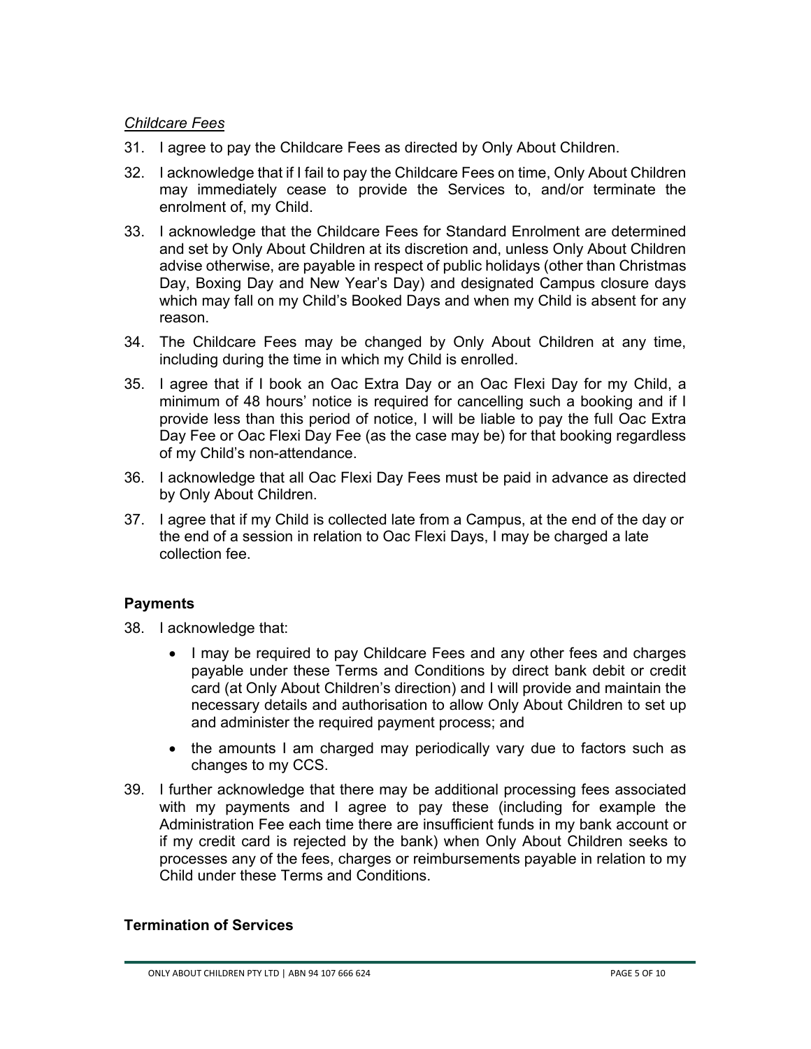*Childcare Fees*

31. I agree to pay the Childcare Fees as directed by Only About Children.

32. I acknowledge that if I fail to pay the Childcare Fees on time, Only About Children may immediately cease to provide the Services to, and/or terminate the enrolment of, my Child.

33. I acknowledge that the Childcare Fees for Standard Enrolment are determined and set by Only About Children at its discretion and, unless Only About Children advise otherwise, are payable in respect of public holidays (other than Christmas Day, Boxing Day and New Year's Day) and designated Campus closure days which may fall on my Child's Booked Days and when my Child is absent for any reason.

34. The Childcare Fees may be changed by Only About Children at any time, including during the time in which my Child is enrolled.

35. I agree that if I book an Oac Extra Day or an Oac Flexi Day for my Child, a minimum of 48 hours' notice is required for cancelling such a booking and if I provide less than this period of notice, I will be liable to pay the full Oac Extra Day Fee or Oac Flexi Day Fee (as the case may be) for that booking regardless of my Child's non-attendance.

36. I acknowledge that all Oac Flexi Day Fees must be paid in advance as directed by Only About Children.

37. I agree that if my Child is collected late from a Campus, at the end of the day or the end of a session in relation to Oac Flexi Days, I may be charged a late collection fee.

## Payments

38. I acknowledge that:

    - I may be required to pay Childcare Fees and any other fees and charges payable under these Terms and Conditions by direct bank debit or credit card (at Only About Children's direction) and I will provide and maintain the necessary details and authorisation to allow Only About Children to set up and administer the required payment process; and
    - the amounts I am charged may periodically vary due to factors such as changes to my CCS.

39. I further acknowledge that there may be additional processing fees associated with my payments and I agree to pay these (including for example the Administration Fee each time there are insufficient funds in my bank account or if my credit card is rejected by the bank) when Only About Children seeks to processes any of the fees, charges or reimbursements payable in relation to my Child under these Terms and Conditions.

## Termination of Services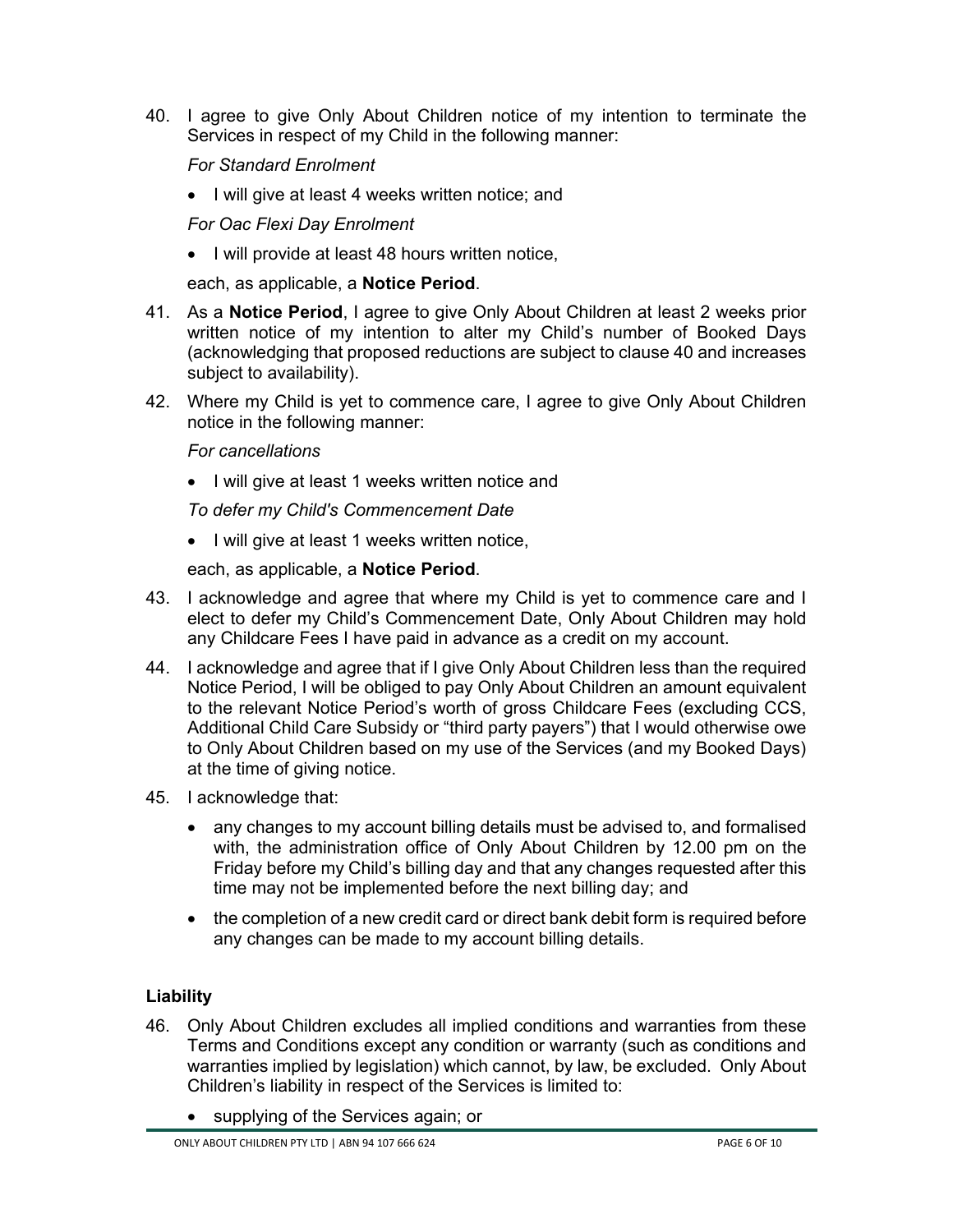40. I agree to give Only About Children notice of my intention to terminate the Services in respect of my Child in the following manner:

    *For Standard Enrolment*

    - I will give at least 4 weeks written notice; and

    *For Oac Flexi Day Enrolment*

    - I will provide at least 48 hours written notice,

    each, as applicable, a **Notice Period**.

41. As a **Notice Period**, I agree to give Only About Children at least 2 weeks prior written notice of my intention to alter my Child's number of Booked Days (acknowledging that proposed reductions are subject to clause 40 and increases subject to availability).

42. Where my Child is yet to commence care, I agree to give Only About Children notice in the following manner:

    *For cancellations*

    - I will give at least 1 weeks written notice and

    *To defer my Child's Commencement Date*

    - I will give at least 1 weeks written notice,

    each, as applicable, a **Notice Period**.

43. I acknowledge and agree that where my Child is yet to commence care and I elect to defer my Child's Commencement Date, Only About Children may hold any Childcare Fees I have paid in advance as a credit on my account.

44. I acknowledge and agree that if I give Only About Children less than the required Notice Period, I will be obliged to pay Only About Children an amount equivalent to the relevant Notice Period's worth of gross Childcare Fees (excluding CCS, Additional Child Care Subsidy or "third party payers") that I would otherwise owe to Only About Children based on my use of the Services (and my Booked Days) at the time of giving notice.

45. I acknowledge that:

    - any changes to my account billing details must be advised to, and formalised with, the administration office of Only About Children by 12.00 pm on the Friday before my Child's billing day and that any changes requested after this time may not be implemented before the next billing day; and
    - the completion of a new credit card or direct bank debit form is required before any changes can be made to my account billing details.

## Liability

46. Only About Children excludes all implied conditions and warranties from these Terms and Conditions except any condition or warranty (such as conditions and warranties implied by legislation) which cannot, by law, be excluded. Only About Children's liability in respect of the Services is limited to:

    - supplying of the Services again; or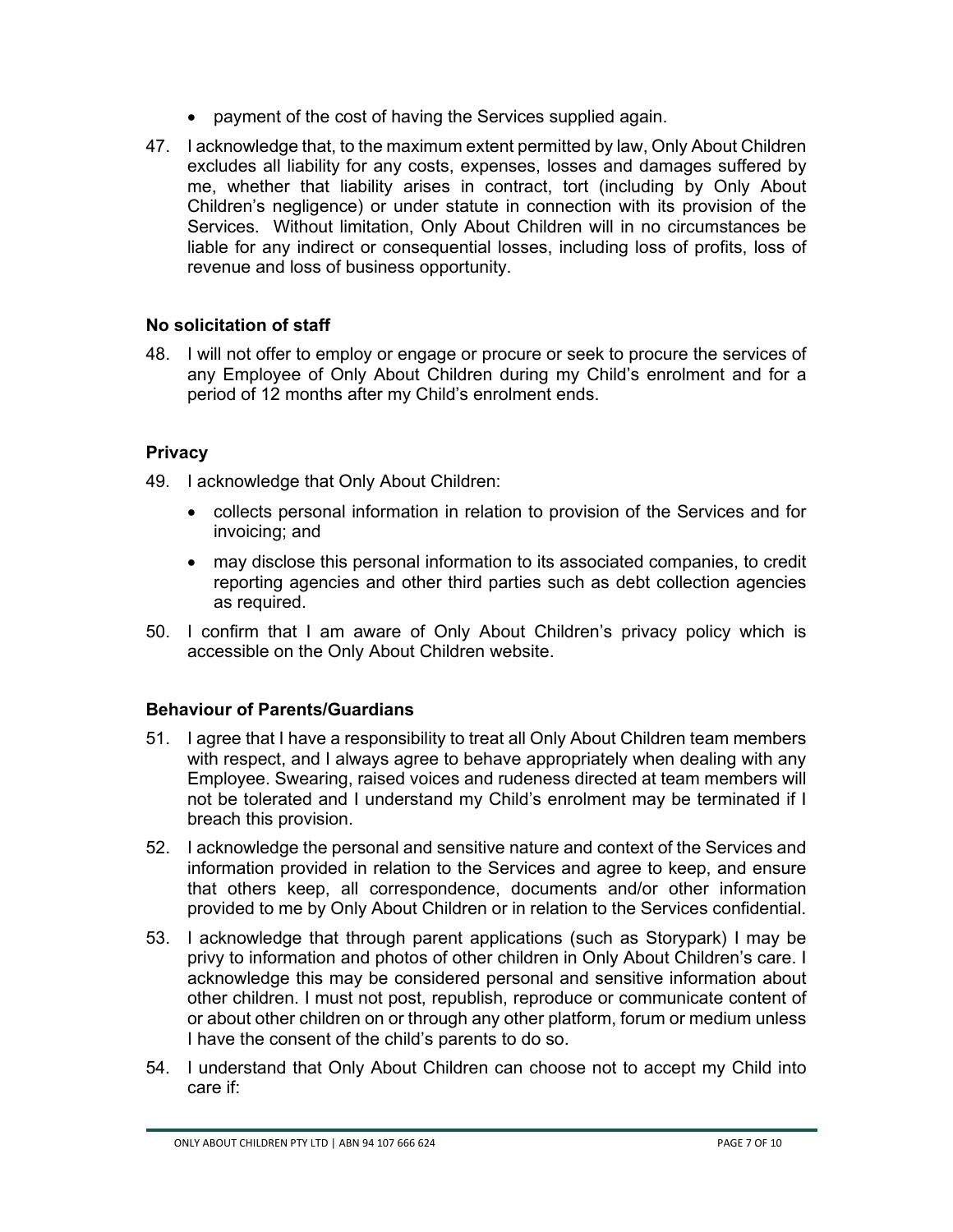- payment of the cost of having the Services supplied again.

47. I acknowledge that, to the maximum extent permitted by law, Only About Children excludes all liability for any costs, expenses, losses and damages suffered by me, whether that liability arises in contract, tort (including by Only About Children's negligence) or under statute in connection with its provision of the Services. Without limitation, Only About Children will in no circumstances be liable for any indirect or consequential losses, including loss of profits, loss of revenue and loss of business opportunity.

**No solicitation of staff**

48. I will not offer to employ or engage or procure or seek to procure the services of any Employee of Only About Children during my Child's enrolment and for a period of 12 months after my Child's enrolment ends.

**Privacy**

49. I acknowledge that Only About Children:
    - collects personal information in relation to provision of the Services and for invoicing; and
    - may disclose this personal information to its associated companies, to credit reporting agencies and other third parties such as debt collection agencies as required.

50. I confirm that I am aware of Only About Children's privacy policy which is accessible on the Only About Children website.

**Behaviour of Parents/Guardians**

51. I agree that I have a responsibility to treat all Only About Children team members with respect, and I always agree to behave appropriately when dealing with any Employee. Swearing, raised voices and rudeness directed at team members will not be tolerated and I understand my Child's enrolment may be terminated if I breach this provision.

52. I acknowledge the personal and sensitive nature and context of the Services and information provided in relation to the Services and agree to keep, and ensure that others keep, all correspondence, documents and/or other information provided to me by Only About Children or in relation to the Services confidential.

53. I acknowledge that through parent applications (such as Storypark) I may be privy to information and photos of other children in Only About Children's care. I acknowledge this may be considered personal and sensitive information about other children. I must not post, republish, reproduce or communicate content of or about other children on or through any other platform, forum or medium unless I have the consent of the child's parents to do so.

54. I understand that Only About Children can choose not to accept my Child into care if: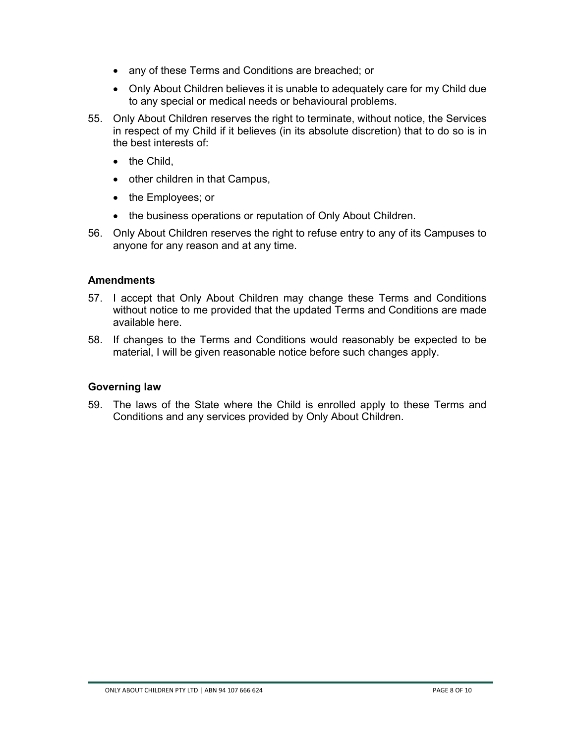- any of these Terms and Conditions are breached; or
- Only About Children believes it is unable to adequately care for my Child due to any special or medical needs or behavioural problems.

55. Only About Children reserves the right to terminate, without notice, the Services in respect of my Child if it believes (in its absolute discretion) that to do so is in the best interests of:
    - the Child,
    - other children in that Campus,
    - the Employees; or
    - the business operations or reputation of Only About Children.
56. Only About Children reserves the right to refuse entry to any of its Campuses to anyone for any reason and at any time.

**Amendments**

57. I accept that Only About Children may change these Terms and Conditions without notice to me provided that the updated Terms and Conditions are made available here.
58. If changes to the Terms and Conditions would reasonably be expected to be material, I will be given reasonable notice before such changes apply.

**Governing law**

59. The laws of the State where the Child is enrolled apply to these Terms and Conditions and any services provided by Only About Children.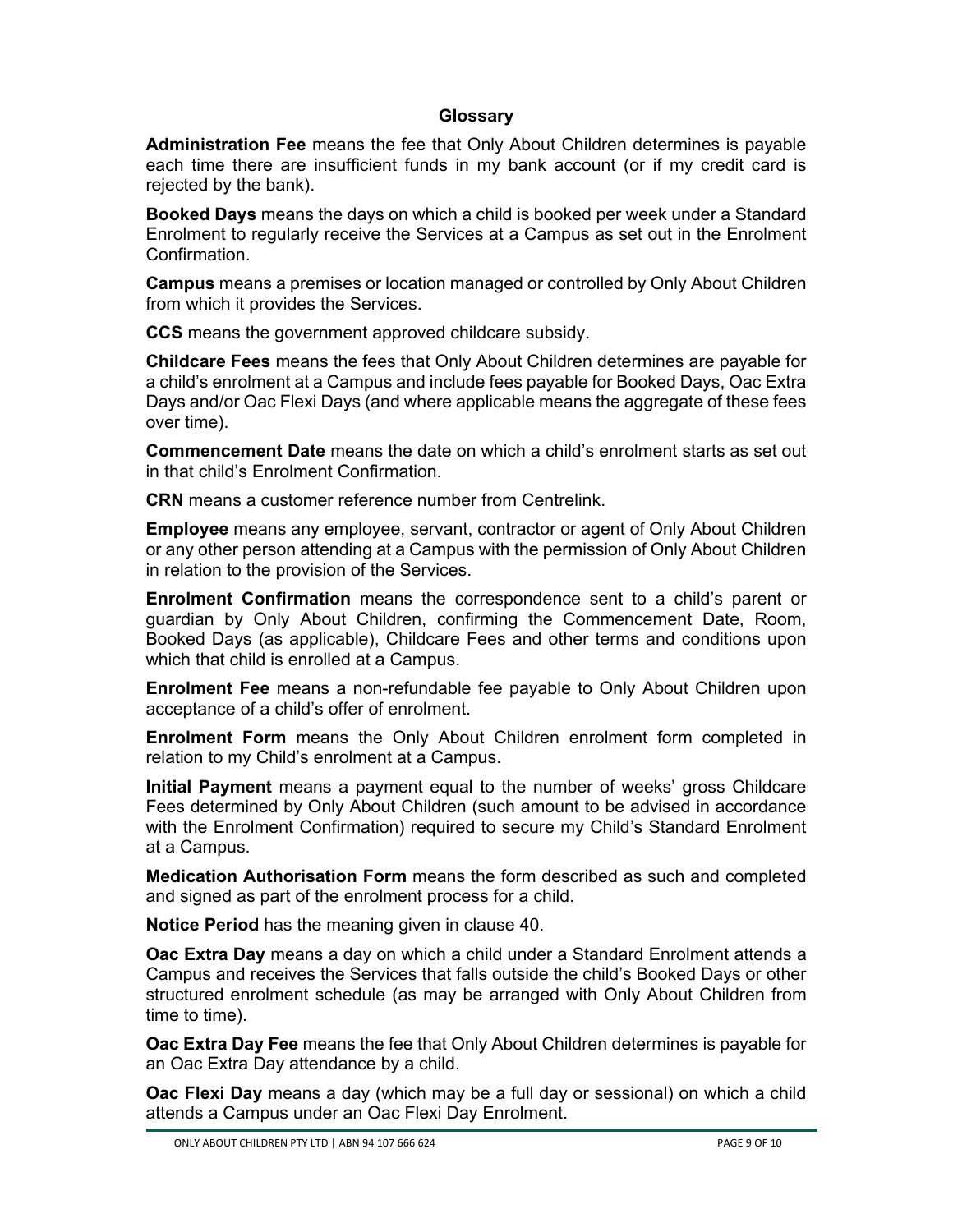## Glossary

**Administration Fee** means the fee that Only About Children determines is payable each time there are insufficient funds in my bank account (or if my credit card is rejected by the bank).

**Booked Days** means the days on which a child is booked per week under a Standard Enrolment to regularly receive the Services at a Campus as set out in the Enrolment Confirmation.

**Campus** means a premises or location managed or controlled by Only About Children from which it provides the Services.

**CCS** means the government approved childcare subsidy.

**Childcare Fees** means the fees that Only About Children determines are payable for a child's enrolment at a Campus and include fees payable for Booked Days, Oac Extra Days and/or Oac Flexi Days (and where applicable means the aggregate of these fees over time).

**Commencement Date** means the date on which a child's enrolment starts as set out in that child's Enrolment Confirmation.

**CRN** means a customer reference number from Centrelink.

**Employee** means any employee, servant, contractor or agent of Only About Children or any other person attending at a Campus with the permission of Only About Children in relation to the provision of the Services.

**Enrolment Confirmation** means the correspondence sent to a child's parent or guardian by Only About Children, confirming the Commencement Date, Room, Booked Days (as applicable), Childcare Fees and other terms and conditions upon which that child is enrolled at a Campus.

**Enrolment Fee** means a non-refundable fee payable to Only About Children upon acceptance of a child's offer of enrolment.

**Enrolment Form** means the Only About Children enrolment form completed in relation to my Child's enrolment at a Campus.

**Initial Payment** means a payment equal to the number of weeks' gross Childcare Fees determined by Only About Children (such amount to be advised in accordance with the Enrolment Confirmation) required to secure my Child's Standard Enrolment at a Campus.

**Medication Authorisation Form** means the form described as such and completed and signed as part of the enrolment process for a child.

**Notice Period** has the meaning given in clause 40.

**Oac Extra Day** means a day on which a child under a Standard Enrolment attends a Campus and receives the Services that falls outside the child's Booked Days or other structured enrolment schedule (as may be arranged with Only About Children from time to time).

**Oac Extra Day Fee** means the fee that Only About Children determines is payable for an Oac Extra Day attendance by a child.

**Oac Flexi Day** means a day (which may be a full day or sessional) on which a child attends a Campus under an Oac Flexi Day Enrolment.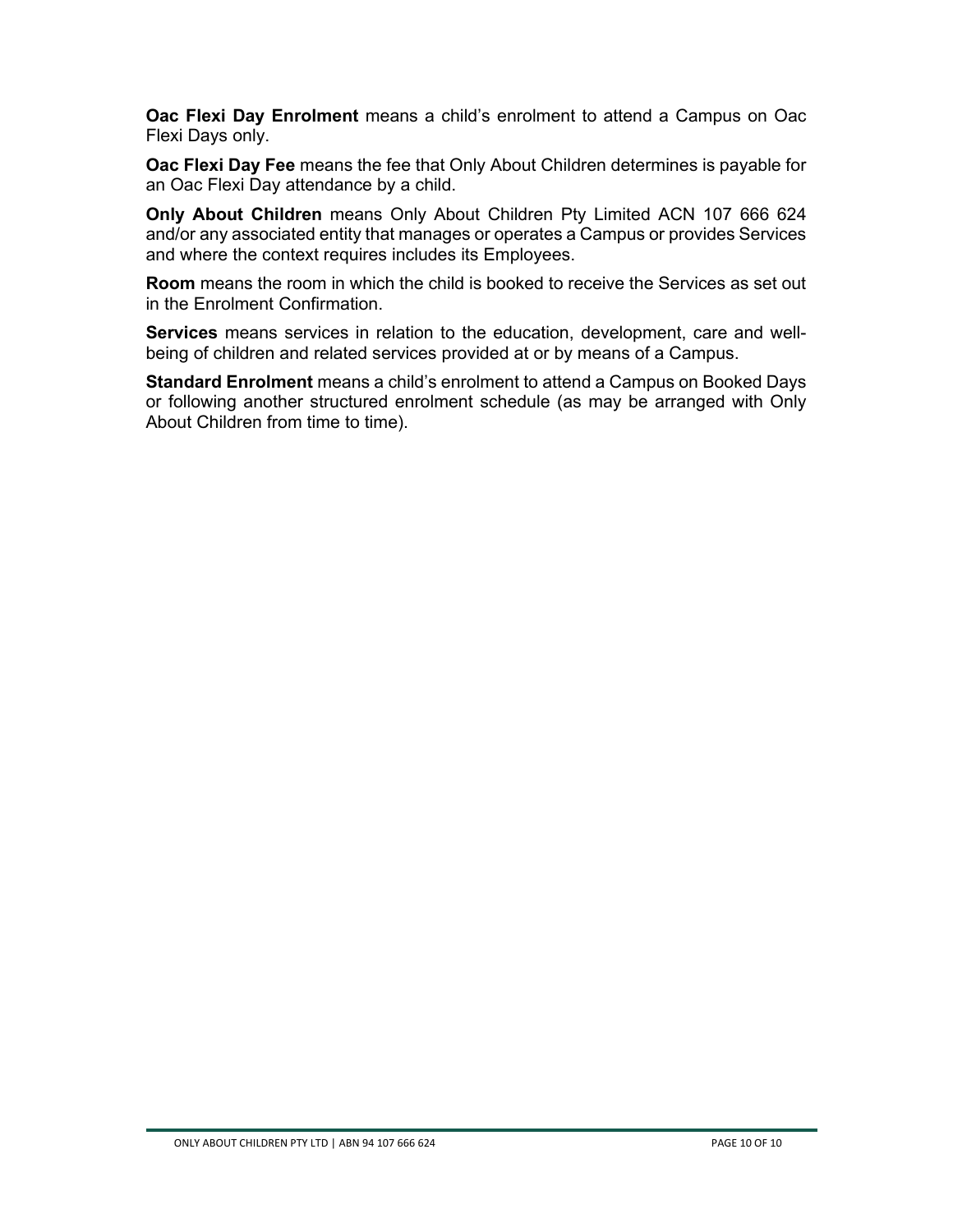**Oac Flexi Day Enrolment** means a child's enrolment to attend a Campus on Oac Flexi Days only.

**Oac Flexi Day Fee** means the fee that Only About Children determines is payable for an Oac Flexi Day attendance by a child.

**Only About Children** means Only About Children Pty Limited ACN 107 666 624 and/or any associated entity that manages or operates a Campus or provides Services and where the context requires includes its Employees.

**Room** means the room in which the child is booked to receive the Services as set out in the Enrolment Confirmation.

**Services** means services in relation to the education, development, care and well-being of children and related services provided at or by means of a Campus.

**Standard Enrolment** means a child's enrolment to attend a Campus on Booked Days or following another structured enrolment schedule (as may be arranged with Only About Children from time to time).